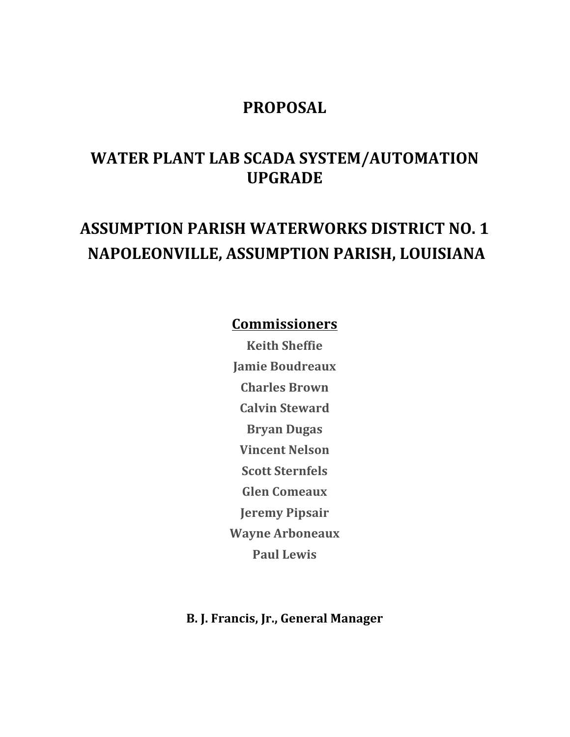# PROPOSAL

# WATER PLANT LAB SCADA SYSTEM/AUTOMATION UPGRADE

# ASSUMPTION PARISH WATERWORKS DISTRICT NO. 1
# NAPOLEONVILLE, ASSUMPTION PARISH, LOUISIANA

## Commissioners

**Keith Sheffie**

**Jamie Boudreaux**

**Charles Brown**

**Calvin Steward**

**Bryan Dugas**

**Vincent Nelson**

**Scott Sternfels**

**Glen Comeaux**

**Jeremy Pipsair**

**Wayne Arboneaux**

**Paul Lewis**

**B. J. Francis, Jr., General Manager**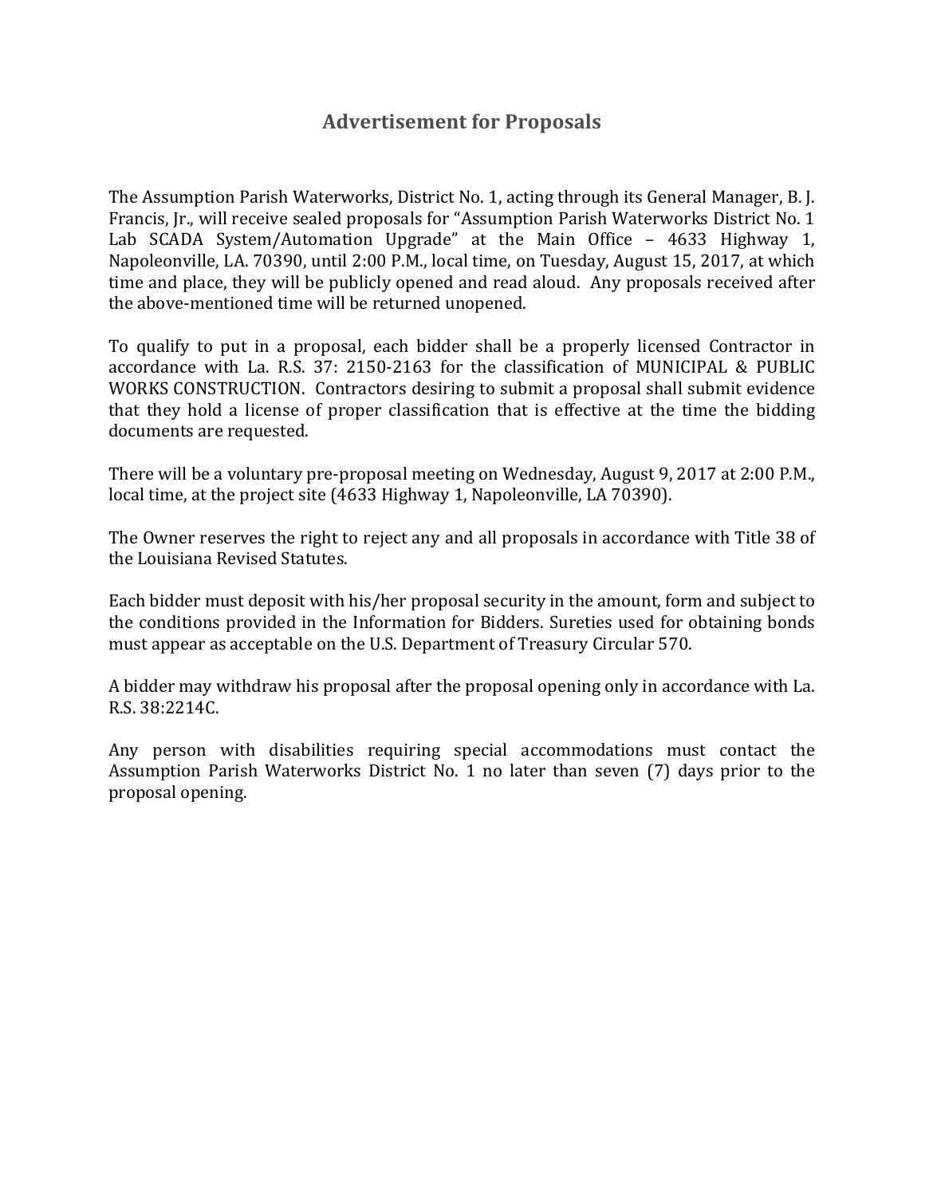## Advertisement for Proposals

The Assumption Parish Waterworks, District No. 1, acting through its General Manager, B. J. Francis, Jr., will receive sealed proposals for "Assumption Parish Waterworks District No. 1 Lab SCADA System/Automation Upgrade" at the Main Office – 4633 Highway 1, Napoleonville, LA. 70390, until 2:00 P.M., local time, on Tuesday, August 15, 2017, at which time and place, they will be publicly opened and read aloud. Any proposals received after the above-mentioned time will be returned unopened.

To qualify to put in a proposal, each bidder shall be a properly licensed Contractor in accordance with La. R.S. 37: 2150-2163 for the classification of MUNICIPAL & PUBLIC WORKS CONSTRUCTION. Contractors desiring to submit a proposal shall submit evidence that they hold a license of proper classification that is effective at the time the bidding documents are requested.

There will be a voluntary pre-proposal meeting on Wednesday, August 9, 2017 at 2:00 P.M., local time, at the project site (4633 Highway 1, Napoleonville, LA 70390).

The Owner reserves the right to reject any and all proposals in accordance with Title 38 of the Louisiana Revised Statutes.

Each bidder must deposit with his/her proposal security in the amount, form and subject to the conditions provided in the Information for Bidders. Sureties used for obtaining bonds must appear as acceptable on the U.S. Department of Treasury Circular 570.

A bidder may withdraw his proposal after the proposal opening only in accordance with La. R.S. 38:2214C.

Any person with disabilities requiring special accommodations must contact the Assumption Parish Waterworks District No. 1 no later than seven (7) days prior to the proposal opening.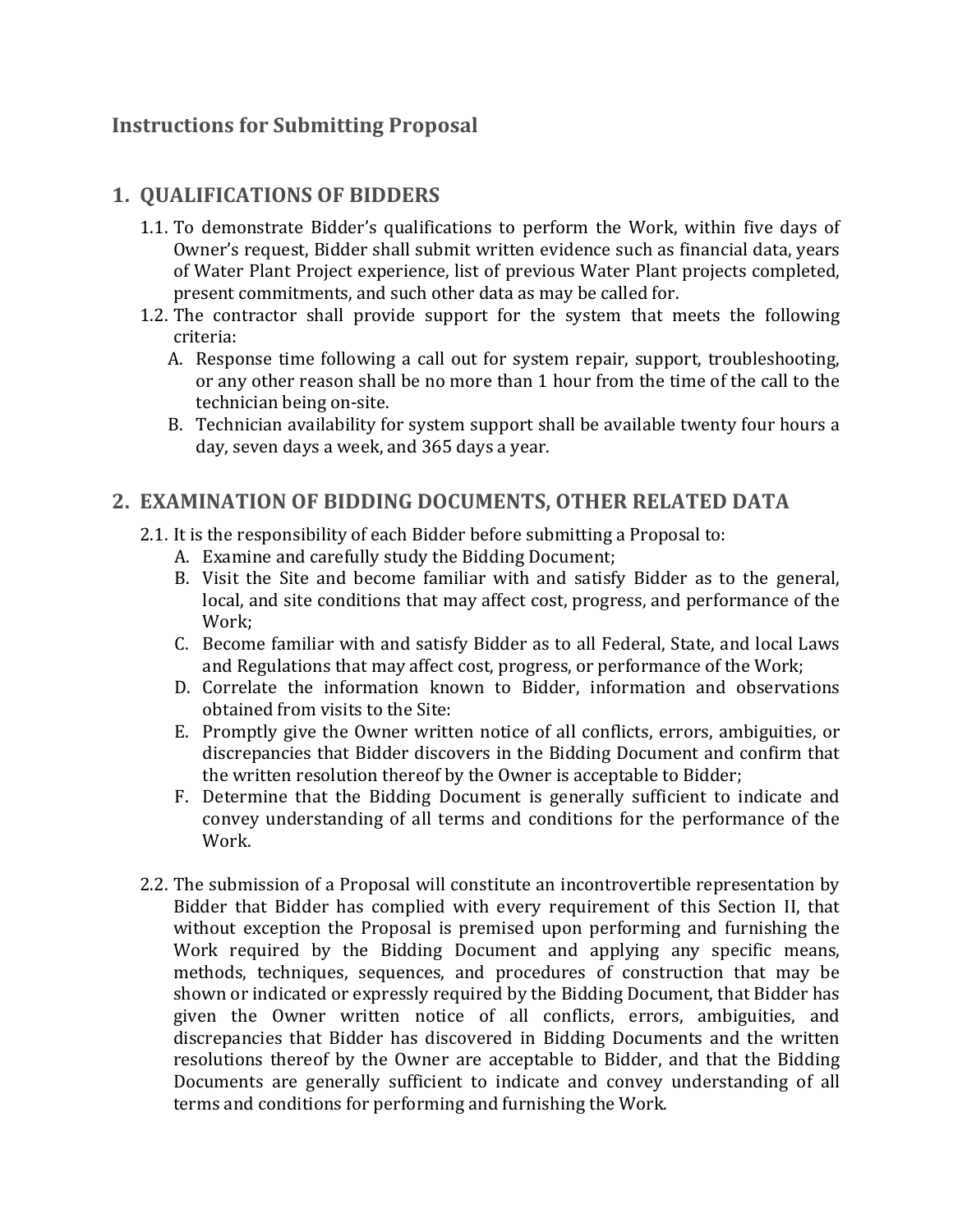# Instructions for Submitting Proposal

## 1. QUALIFICATIONS OF BIDDERS

1.1. To demonstrate Bidder's qualifications to perform the Work, within five days of Owner's request, Bidder shall submit written evidence such as financial data, years of Water Plant Project experience, list of previous Water Plant projects completed, present commitments, and such other data as may be called for.

1.2. The contractor shall provide support for the system that meets the following criteria:

A. Response time following a call out for system repair, support, troubleshooting, or any other reason shall be no more than 1 hour from the time of the call to the technician being on-site.

B. Technician availability for system support shall be available twenty four hours a day, seven days a week, and 365 days a year.

## 2. EXAMINATION OF BIDDING DOCUMENTS, OTHER RELATED DATA

2.1. It is the responsibility of each Bidder before submitting a Proposal to:

A. Examine and carefully study the Bidding Document;

B. Visit the Site and become familiar with and satisfy Bidder as to the general, local, and site conditions that may affect cost, progress, and performance of the Work;

C. Become familiar with and satisfy Bidder as to all Federal, State, and local Laws and Regulations that may affect cost, progress, or performance of the Work;

D. Correlate the information known to Bidder, information and observations obtained from visits to the Site:

E. Promptly give the Owner written notice of all conflicts, errors, ambiguities, or discrepancies that Bidder discovers in the Bidding Document and confirm that the written resolution thereof by the Owner is acceptable to Bidder;

F. Determine that the Bidding Document is generally sufficient to indicate and convey understanding of all terms and conditions for the performance of the Work.

2.2. The submission of a Proposal will constitute an incontrovertible representation by Bidder that Bidder has complied with every requirement of this Section II, that without exception the Proposal is premised upon performing and furnishing the Work required by the Bidding Document and applying any specific means, methods, techniques, sequences, and procedures of construction that may be shown or indicated or expressly required by the Bidding Document, that Bidder has given the Owner written notice of all conflicts, errors, ambiguities, and discrepancies that Bidder has discovered in Bidding Documents and the written resolutions thereof by the Owner are acceptable to Bidder, and that the Bidding Documents are generally sufficient to indicate and convey understanding of all terms and conditions for performing and furnishing the Work.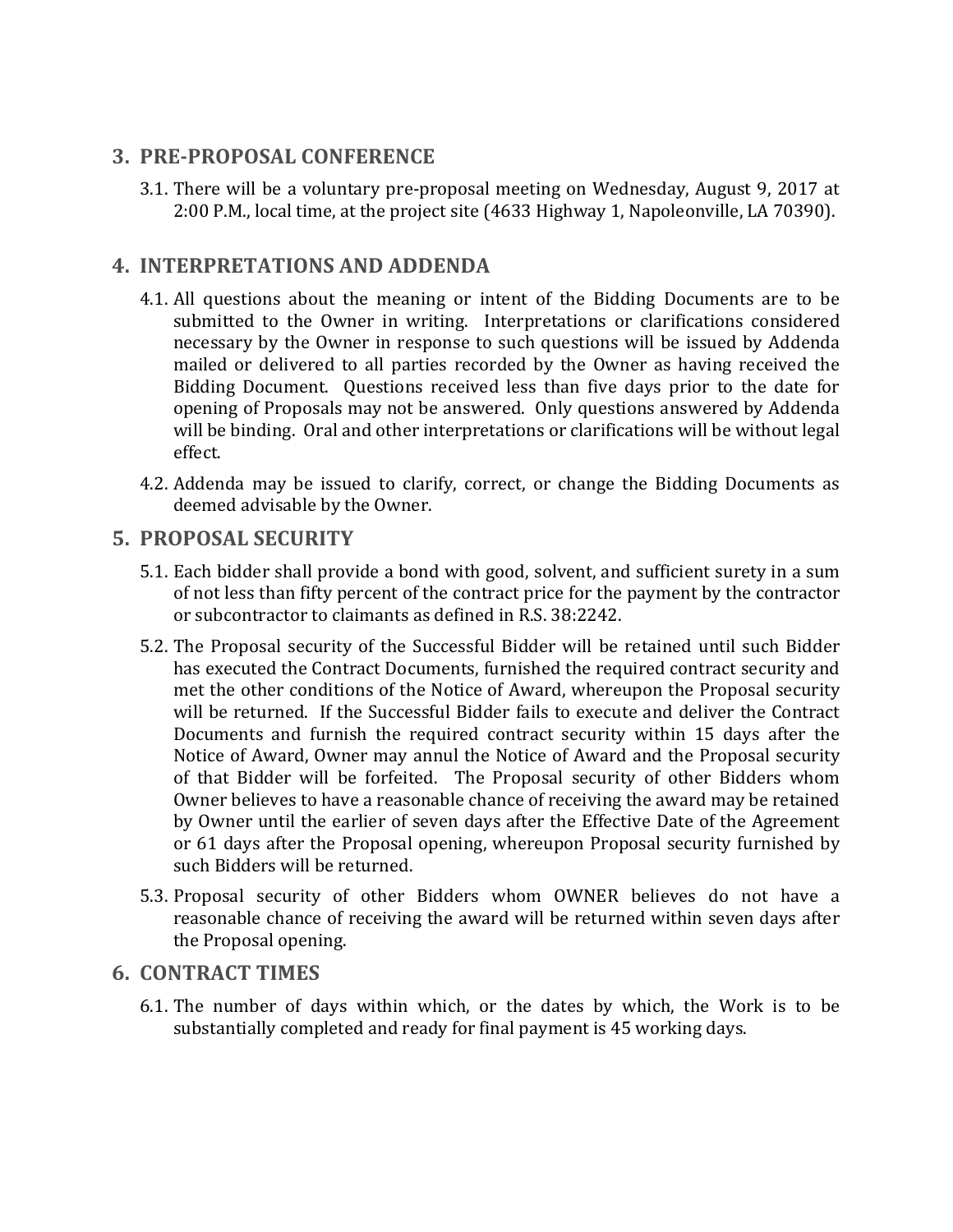## 3. PRE-PROPOSAL CONFERENCE

3.1. There will be a voluntary pre-proposal meeting on Wednesday, August 9, 2017 at 2:00 P.M., local time, at the project site (4633 Highway 1, Napoleonville, LA 70390).

## 4. INTERPRETATIONS AND ADDENDA

4.1. All questions about the meaning or intent of the Bidding Documents are to be submitted to the Owner in writing. Interpretations or clarifications considered necessary by the Owner in response to such questions will be issued by Addenda mailed or delivered to all parties recorded by the Owner as having received the Bidding Document. Questions received less than five days prior to the date for opening of Proposals may not be answered. Only questions answered by Addenda will be binding. Oral and other interpretations or clarifications will be without legal effect.

4.2. Addenda may be issued to clarify, correct, or change the Bidding Documents as deemed advisable by the Owner.

## 5. PROPOSAL SECURITY

5.1. Each bidder shall provide a bond with good, solvent, and sufficient surety in a sum of not less than fifty percent of the contract price for the payment by the contractor or subcontractor to claimants as defined in R.S. 38:2242.

5.2. The Proposal security of the Successful Bidder will be retained until such Bidder has executed the Contract Documents, furnished the required contract security and met the other conditions of the Notice of Award, whereupon the Proposal security will be returned. If the Successful Bidder fails to execute and deliver the Contract Documents and furnish the required contract security within 15 days after the Notice of Award, Owner may annul the Notice of Award and the Proposal security of that Bidder will be forfeited. The Proposal security of other Bidders whom Owner believes to have a reasonable chance of receiving the award may be retained by Owner until the earlier of seven days after the Effective Date of the Agreement or 61 days after the Proposal opening, whereupon Proposal security furnished by such Bidders will be returned.

5.3. Proposal security of other Bidders whom OWNER believes do not have a reasonable chance of receiving the award will be returned within seven days after the Proposal opening.

## 6. CONTRACT TIMES

6.1. The number of days within which, or the dates by which, the Work is to be substantially completed and ready for final payment is 45 working days.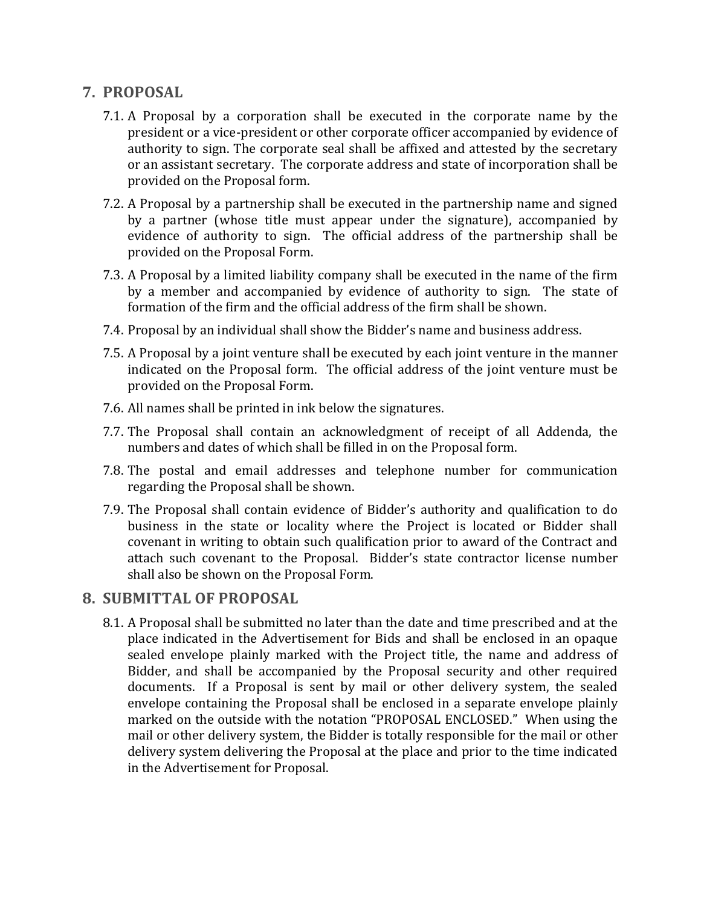## 7. PROPOSAL

7.1. A Proposal by a corporation shall be executed in the corporate name by the president or a vice-president or other corporate officer accompanied by evidence of authority to sign. The corporate seal shall be affixed and attested by the secretary or an assistant secretary. The corporate address and state of incorporation shall be provided on the Proposal form.

7.2. A Proposal by a partnership shall be executed in the partnership name and signed by a partner (whose title must appear under the signature), accompanied by evidence of authority to sign. The official address of the partnership shall be provided on the Proposal Form.

7.3. A Proposal by a limited liability company shall be executed in the name of the firm by a member and accompanied by evidence of authority to sign. The state of formation of the firm and the official address of the firm shall be shown.

7.4. Proposal by an individual shall show the Bidder's name and business address.

7.5. A Proposal by a joint venture shall be executed by each joint venture in the manner indicated on the Proposal form. The official address of the joint venture must be provided on the Proposal Form.

7.6. All names shall be printed in ink below the signatures.

7.7. The Proposal shall contain an acknowledgment of receipt of all Addenda, the numbers and dates of which shall be filled in on the Proposal form.

7.8. The postal and email addresses and telephone number for communication regarding the Proposal shall be shown.

7.9. The Proposal shall contain evidence of Bidder's authority and qualification to do business in the state or locality where the Project is located or Bidder shall covenant in writing to obtain such qualification prior to award of the Contract and attach such covenant to the Proposal. Bidder's state contractor license number shall also be shown on the Proposal Form.

## 8. SUBMITTAL OF PROPOSAL

8.1. A Proposal shall be submitted no later than the date and time prescribed and at the place indicated in the Advertisement for Bids and shall be enclosed in an opaque sealed envelope plainly marked with the Project title, the name and address of Bidder, and shall be accompanied by the Proposal security and other required documents. If a Proposal is sent by mail or other delivery system, the sealed envelope containing the Proposal shall be enclosed in a separate envelope plainly marked on the outside with the notation "PROPOSAL ENCLOSED." When using the mail or other delivery system, the Bidder is totally responsible for the mail or other delivery system delivering the Proposal at the place and prior to the time indicated in the Advertisement for Proposal.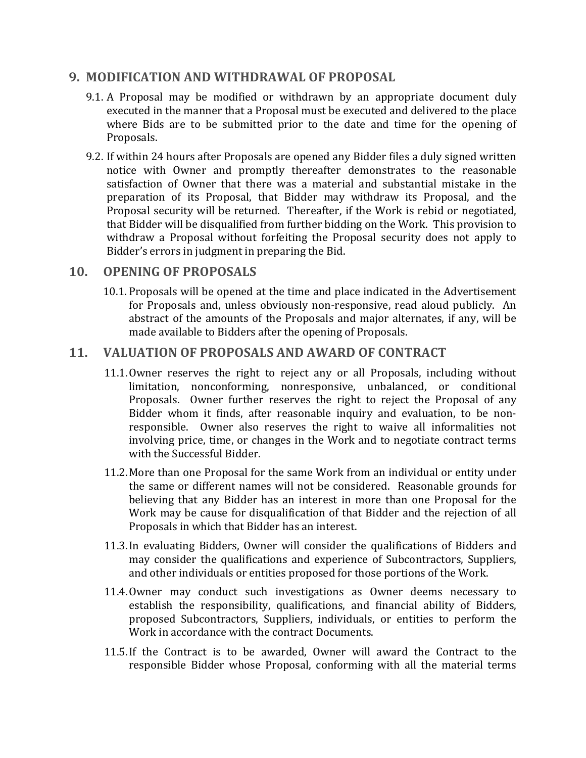## 9. MODIFICATION AND WITHDRAWAL OF PROPOSAL

9.1. A Proposal may be modified or withdrawn by an appropriate document duly executed in the manner that a Proposal must be executed and delivered to the place where Bids are to be submitted prior to the date and time for the opening of Proposals.

9.2. If within 24 hours after Proposals are opened any Bidder files a duly signed written notice with Owner and promptly thereafter demonstrates to the reasonable satisfaction of Owner that there was a material and substantial mistake in the preparation of its Proposal, that Bidder may withdraw its Proposal, and the Proposal security will be returned. Thereafter, if the Work is rebid or negotiated, that Bidder will be disqualified from further bidding on the Work. This provision to withdraw a Proposal without forfeiting the Proposal security does not apply to Bidder's errors in judgment in preparing the Bid.

## 10. OPENING OF PROPOSALS

10.1. Proposals will be opened at the time and place indicated in the Advertisement for Proposals and, unless obviously non-responsive, read aloud publicly. An abstract of the amounts of the Proposals and major alternates, if any, will be made available to Bidders after the opening of Proposals.

## 11. VALUATION OF PROPOSALS AND AWARD OF CONTRACT

11.1. Owner reserves the right to reject any or all Proposals, including without limitation, nonconforming, nonresponsive, unbalanced, or conditional Proposals. Owner further reserves the right to reject the Proposal of any Bidder whom it finds, after reasonable inquiry and evaluation, to be non-responsible. Owner also reserves the right to waive all informalities not involving price, time, or changes in the Work and to negotiate contract terms with the Successful Bidder.

11.2. More than one Proposal for the same Work from an individual or entity under the same or different names will not be considered. Reasonable grounds for believing that any Bidder has an interest in more than one Proposal for the Work may be cause for disqualification of that Bidder and the rejection of all Proposals in which that Bidder has an interest.

11.3. In evaluating Bidders, Owner will consider the qualifications of Bidders and may consider the qualifications and experience of Subcontractors, Suppliers, and other individuals or entities proposed for those portions of the Work.

11.4. Owner may conduct such investigations as Owner deems necessary to establish the responsibility, qualifications, and financial ability of Bidders, proposed Subcontractors, Suppliers, individuals, or entities to perform the Work in accordance with the contract Documents.

11.5. If the Contract is to be awarded, Owner will award the Contract to the responsible Bidder whose Proposal, conforming with all the material terms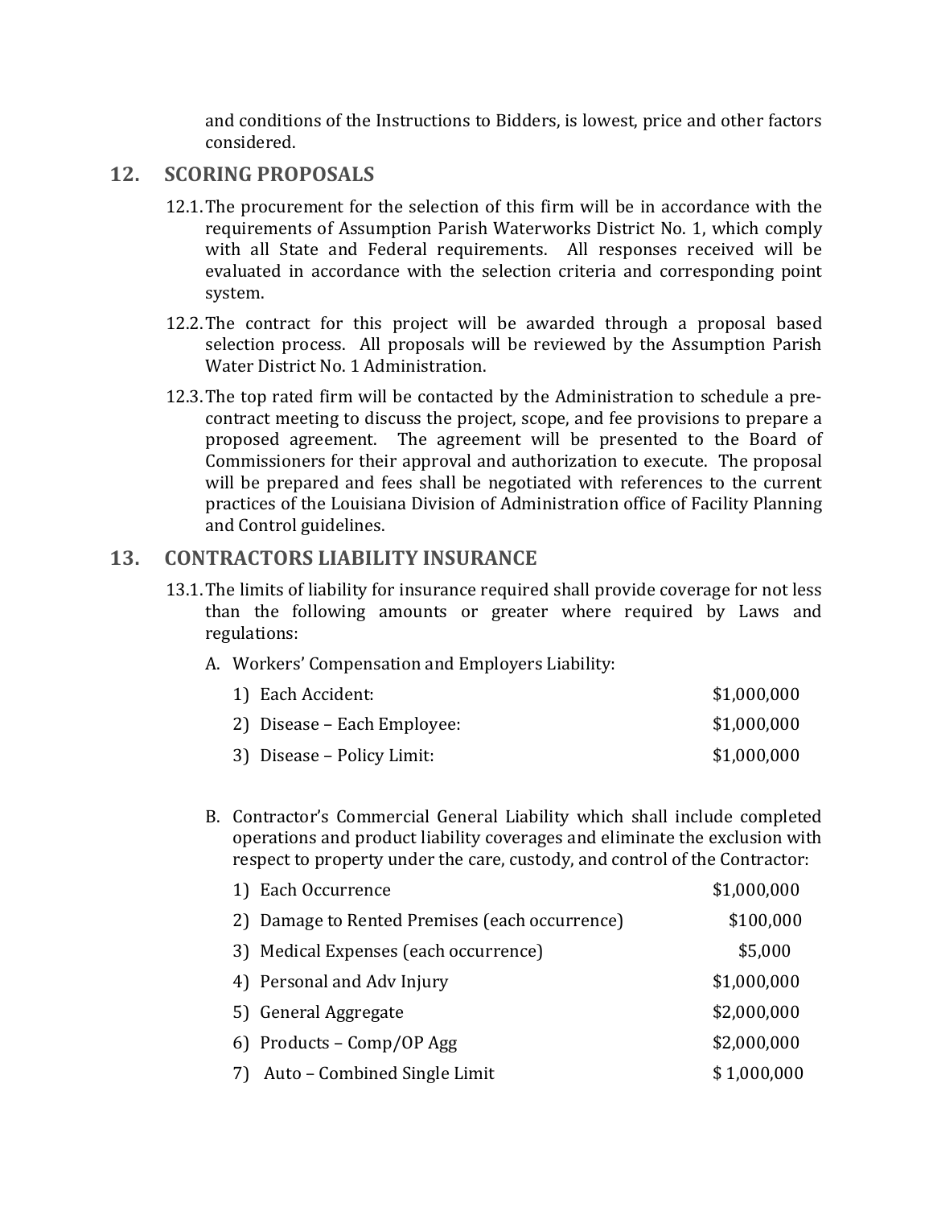and conditions of the Instructions to Bidders, is lowest, price and other factors considered.

## 12. SCORING PROPOSALS

12.1. The procurement for the selection of this firm will be in accordance with the requirements of Assumption Parish Waterworks District No. 1, which comply with all State and Federal requirements. All responses received will be evaluated in accordance with the selection criteria and corresponding point system.

12.2. The contract for this project will be awarded through a proposal based selection process. All proposals will be reviewed by the Assumption Parish Water District No. 1 Administration.

12.3. The top rated firm will be contacted by the Administration to schedule a pre-contract meeting to discuss the project, scope, and fee provisions to prepare a proposed agreement. The agreement will be presented to the Board of Commissioners for their approval and authorization to execute. The proposal will be prepared and fees shall be negotiated with references to the current practices of the Louisiana Division of Administration office of Facility Planning and Control guidelines.

## 13. CONTRACTORS LIABILITY INSURANCE

13.1. The limits of liability for insurance required shall provide coverage for not less than the following amounts or greater where required by Laws and regulations:

A. Workers' Compensation and Employers Liability:

| | |
|---|---|
| 1) Each Accident: | $1,000,000 |
| 2) Disease – Each Employee: | $1,000,000 |
| 3) Disease – Policy Limit: | $1,000,000 |

B. Contractor's Commercial General Liability which shall include completed operations and product liability coverages and eliminate the exclusion with respect to property under the care, custody, and control of the Contractor:

| | |
|---|---|
| 1) Each Occurrence | $1,000,000 |
| 2) Damage to Rented Premises (each occurrence) | $100,000 |
| 3) Medical Expenses (each occurrence) | $5,000 |
| 4) Personal and Adv Injury | $1,000,000 |
| 5) General Aggregate | $2,000,000 |
| 6) Products – Comp/OP Agg | $2,000,000 |
| 7) Auto – Combined Single Limit | $ 1,000,000 |